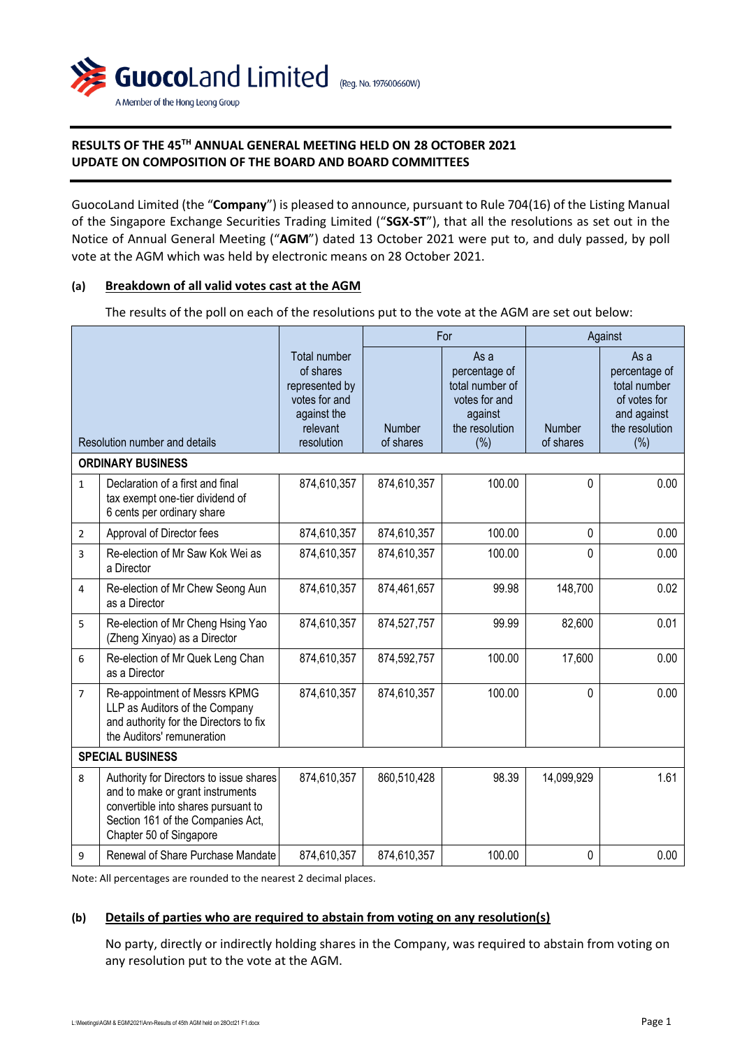**GuocoLand Limited** (Reg. No. 197600660W)
A Member of the Hong Leong Group

# RESULTS OF THE 45TH ANNUAL GENERAL MEETING HELD ON 28 OCTOBER 2021
# UPDATE ON COMPOSITION OF THE BOARD AND BOARD COMMITTEES

GuocoLand Limited (the "**Company**") is pleased to announce, pursuant to Rule 704(16) of the Listing Manual of the Singapore Exchange Securities Trading Limited ("**SGX-ST**"), that all the resolutions as set out in the Notice of Annual General Meeting ("**AGM**") dated 13 October 2021 were put to, and duly passed, by poll vote at the AGM which was held by electronic means on 28 October 2021.

## (a) Breakdown of all valid votes cast at the AGM

The results of the poll on each of the resolutions put to the vote at the AGM are set out below:

| Resolution number and details | | Total number of shares represented by votes for and against the relevant resolution | For | | Against | |
|---|---|---|---|---|---|---|
| | | | Number of shares | As a percentage of total number of votes for and against the resolution (%) | Number of shares | As a percentage of total number of votes for and against the resolution (%) |
| **ORDINARY BUSINESS** | | | | | | |
| 1 | Declaration of a first and final tax exempt one-tier dividend of 6 cents per ordinary share | 874,610,357 | 874,610,357 | 100.00 | 0 | 0.00 |
| 2 | Approval of Director fees | 874,610,357 | 874,610,357 | 100.00 | 0 | 0.00 |
| 3 | Re-election of Mr Saw Kok Wei as a Director | 874,610,357 | 874,610,357 | 100.00 | 0 | 0.00 |
| 4 | Re-election of Mr Chew Seong Aun as a Director | 874,610,357 | 874,461,657 | 99.98 | 148,700 | 0.02 |
| 5 | Re-election of Mr Cheng Hsing Yao (Zheng Xinyao) as a Director | 874,610,357 | 874,527,757 | 99.99 | 82,600 | 0.01 |
| 6 | Re-election of Mr Quek Leng Chan as a Director | 874,610,357 | 874,592,757 | 100.00 | 17,600 | 0.00 |
| 7 | Re-appointment of Messrs KPMG LLP as Auditors of the Company and authority for the Directors to fix the Auditors' remuneration | 874,610,357 | 874,610,357 | 100.00 | 0 | 0.00 |
| **SPECIAL BUSINESS** | | | | | | |
| 8 | Authority for Directors to issue shares and to make or grant instruments convertible into shares pursuant to Section 161 of the Companies Act, Chapter 50 of Singapore | 874,610,357 | 860,510,428 | 98.39 | 14,099,929 | 1.61 |
| 9 | Renewal of Share Purchase Mandate | 874,610,357 | 874,610,357 | 100.00 | 0 | 0.00 |

Note: All percentages are rounded to the nearest 2 decimal places.

## (b) Details of parties who are required to abstain from voting on any resolution(s)

No party, directly or indirectly holding shares in the Company, was required to abstain from voting on any resolution put to the vote at the AGM.

L:\Meetings\AGM & EGM\2021\Ann-Results of 45th AGM held on 28Oct21 F1.docx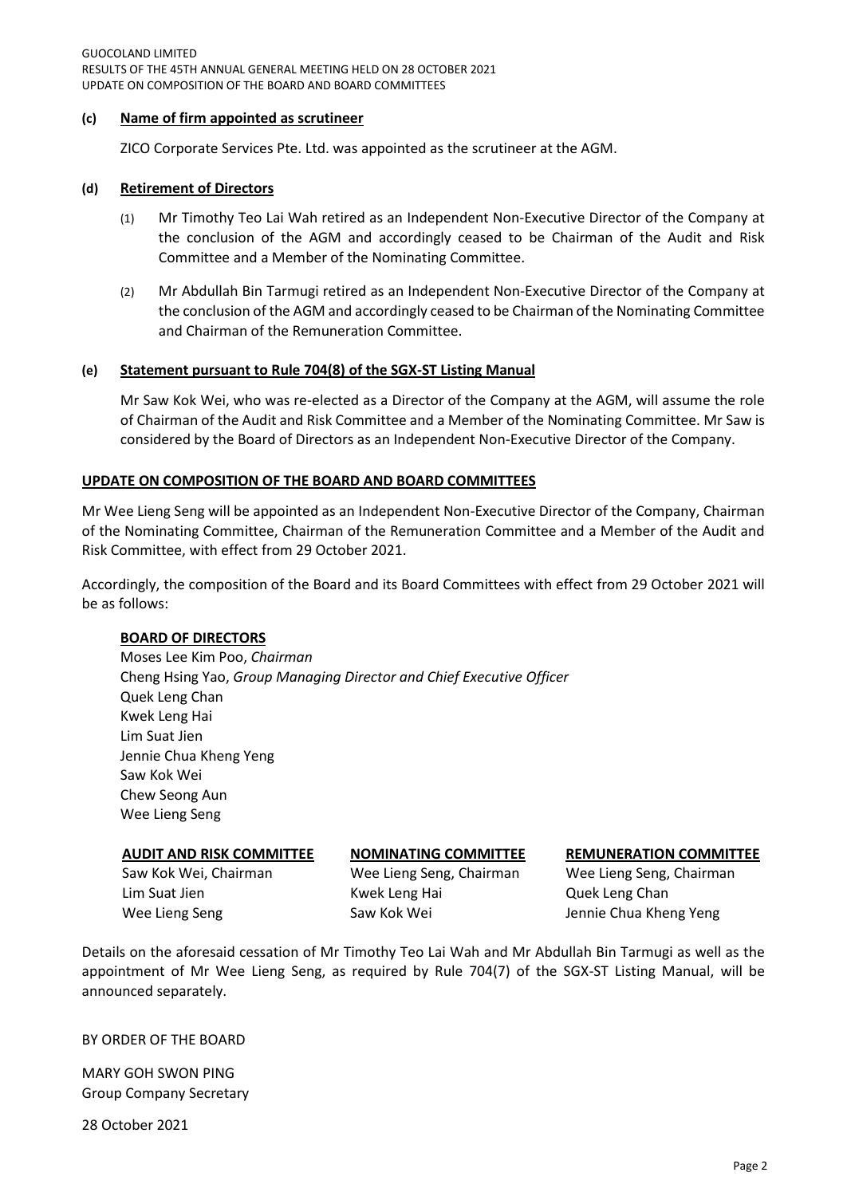**(c) Name of firm appointed as scrutineer**

ZICO Corporate Services Pte. Ltd. was appointed as the scrutineer at the AGM.

**(d) Retirement of Directors**

(1) Mr Timothy Teo Lai Wah retired as an Independent Non-Executive Director of the Company at the conclusion of the AGM and accordingly ceased to be Chairman of the Audit and Risk Committee and a Member of the Nominating Committee.

(2) Mr Abdullah Bin Tarmugi retired as an Independent Non-Executive Director of the Company at the conclusion of the AGM and accordingly ceased to be Chairman of the Nominating Committee and Chairman of the Remuneration Committee.

**(e) Statement pursuant to Rule 704(8) of the SGX-ST Listing Manual**

Mr Saw Kok Wei, who was re-elected as a Director of the Company at the AGM, will assume the role of Chairman of the Audit and Risk Committee and a Member of the Nominating Committee. Mr Saw is considered by the Board of Directors as an Independent Non-Executive Director of the Company.

**UPDATE ON COMPOSITION OF THE BOARD AND BOARD COMMITTEES**

Mr Wee Lieng Seng will be appointed as an Independent Non-Executive Director of the Company, Chairman of the Nominating Committee, Chairman of the Remuneration Committee and a Member of the Audit and Risk Committee, with effect from 29 October 2021.

Accordingly, the composition of the Board and its Board Committees with effect from 29 October 2021 will be as follows:

**BOARD OF DIRECTORS**

Moses Lee Kim Poo, *Chairman*
Cheng Hsing Yao, *Group Managing Director and Chief Executive Officer*
Quek Leng Chan
Kwek Leng Hai
Lim Suat Jien
Jennie Chua Kheng Yeng
Saw Kok Wei
Chew Seong Aun
Wee Lieng Seng

| AUDIT AND RISK COMMITTEE | NOMINATING COMMITTEE | REMUNERATION COMMITTEE |
|---|---|---|
| Saw Kok Wei, Chairman | Wee Lieng Seng, Chairman | Wee Lieng Seng, Chairman |
| Lim Suat Jien | Kwek Leng Hai | Quek Leng Chan |
| Wee Lieng Seng | Saw Kok Wei | Jennie Chua Kheng Yeng |

Details on the aforesaid cessation of Mr Timothy Teo Lai Wah and Mr Abdullah Bin Tarmugi as well as the appointment of Mr Wee Lieng Seng, as required by Rule 704(7) of the SGX-ST Listing Manual, will be announced separately.

BY ORDER OF THE BOARD

MARY GOH SWON PING
Group Company Secretary

28 October 2021